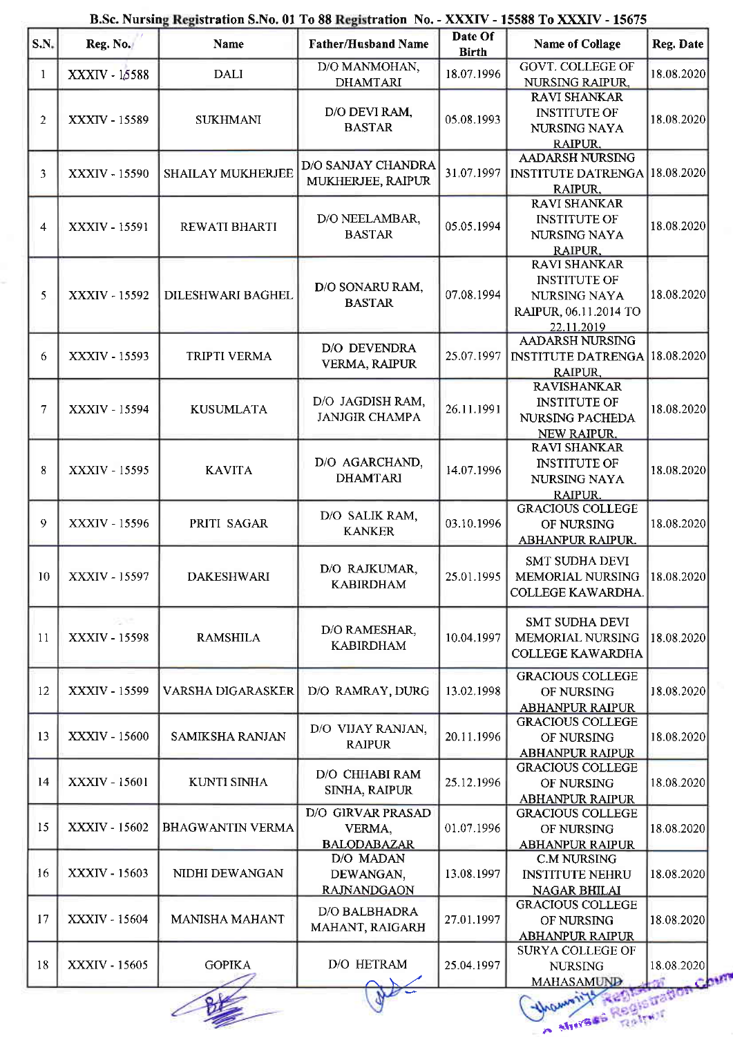**B.Sc. Nursing Registration S.No. 01 To 88 Registration No. - XXXIV - 15588 To XXXIV - 15675**

| S.N. | Reg. No. | Name | Father/Husband Name | Date Of Birth | Name of Collage | Reg. Date |
|---|---|---|---|---|---|---|
| 1 | XXXIV - 15588 | DALI | D/O MANMOHAN, DHAMTARI | 18.07.1996 | GOVT. COLLEGE OF NURSING RAIPUR. | 18.08.2020 |
| 2 | XXXIV - 15589 | SUKHMANI | D/O DEVI RAM, BASTAR | 05.08.1993 | RAVI SHANKAR INSTITUTE OF NURSING NAYA RAIPUR. | 18.08.2020 |
| 3 | XXXIV - 15590 | SHAILAY MUKHERJEE | D/O SANJAY CHANDRA MUKHERJEE, RAIPUR | 31.07.1997 | AADARSH NURSING INSTITUTE DATRENGA RAIPUR. | 18.08.2020 |
| 4 | XXXIV - 15591 | REWATI BHARTI | D/O NEELAMBAR, BASTAR | 05.05.1994 | RAVI SHANKAR INSTITUTE OF NURSING NAYA RAIPUR. | 18.08.2020 |
| 5 | XXXIV - 15592 | DILESHWARI BAGHEL | D/O SONARU RAM, BASTAR | 07.08.1994 | RAVI SHANKAR INSTITUTE OF NURSING NAYA RAIPUR, 06.11.2014 TO 22.11.2019 | 18.08.2020 |
| 6 | XXXIV - 15593 | TRIPTI VERMA | D/O DEVENDRA VERMA, RAIPUR | 25.07.1997 | AADARSH NURSING INSTITUTE DATRENGA RAIPUR. | 18.08.2020 |
| 7 | XXXIV - 15594 | KUSUMLATA | D/O JAGDISH RAM, JANJGIR CHAMPA | 26.11.1991 | RAVISHANKAR INSTITUTE OF NURSING PACHEDA NEW RAIPUR. | 18.08.2020 |
| 8 | XXXIV - 15595 | KAVITA | D/O AGARCHAND, DHAMTARI | 14.07.1996 | RAVI SHANKAR INSTITUTE OF NURSING NAYA RAIPUR. | 18.08.2020 |
| 9 | XXXIV - 15596 | PRITI SAGAR | D/O SALIK RAM, KANKER | 03.10.1996 | GRACIOUS COLLEGE OF NURSING ABHANPUR RAIPUR. | 18.08.2020 |
| 10 | XXXIV - 15597 | DAKESHWARI | D/O RAJKUMAR, KABIRDHAM | 25.01.1995 | SMT SUDHA DEVI MEMORIAL NURSING COLLEGE KAWARDHA. | 18.08.2020 |
| 11 | XXXIV - 15598 | RAMSHILA | D/O RAMESHAR, KABIRDHAM | 10.04.1997 | SMT SUDHA DEVI MEMORIAL NURSING COLLEGE KAWARDHA | 18.08.2020 |
| 12 | XXXIV - 15599 | VARSHA DIGARASKER | D/O RAMRAY, DURG | 13.02.1998 | GRACIOUS COLLEGE OF NURSING ABHANPUR RAIPUR | 18.08.2020 |
| 13 | XXXIV - 15600 | SAMIKSHA RANJAN | D/O VIJAY RANJAN, RAIPUR | 20.11.1996 | GRACIOUS COLLEGE OF NURSING ABHANPUR RAIPUR | 18.08.2020 |
| 14 | XXXIV - 15601 | KUNTI SINHA | D/O CHHABI RAM SINHA, RAIPUR | 25.12.1996 | GRACIOUS COLLEGE OF NURSING ABHANPUR RAIPUR | 18.08.2020 |
| 15 | XXXIV - 15602 | BHAGWANTIN VERMA | D/O GIRVAR PRASAD VERMA, BALODABAZAR | 01.07.1996 | GRACIOUS COLLEGE OF NURSING ABHANPUR RAIPUR | 18.08.2020 |
| 16 | XXXIV - 15603 | NIDHI DEWANGAN | D/O MADAN DEWANGAN, RAJNANDGAON | 13.08.1997 | C.M NURSING INSTITUTE NEHRU NAGAR BHILAI | 18.08.2020 |
| 17 | XXXIV - 15604 | MANISHA MAHANT | D/O BALBHADRA MAHANT, RAIGARH | 27.01.1997 | GRACIOUS COLLEGE OF NURSING ABHANPUR RAIPUR | 18.08.2020 |
| 18 | XXXIV - 15605 | GOPIKA | D/O HETRAM | 25.04.1997 | SURYA COLLEGE OF NURSING MAHASAMUND | 18.08.2020 |

Registrar, Nurses Registration Council, Raipur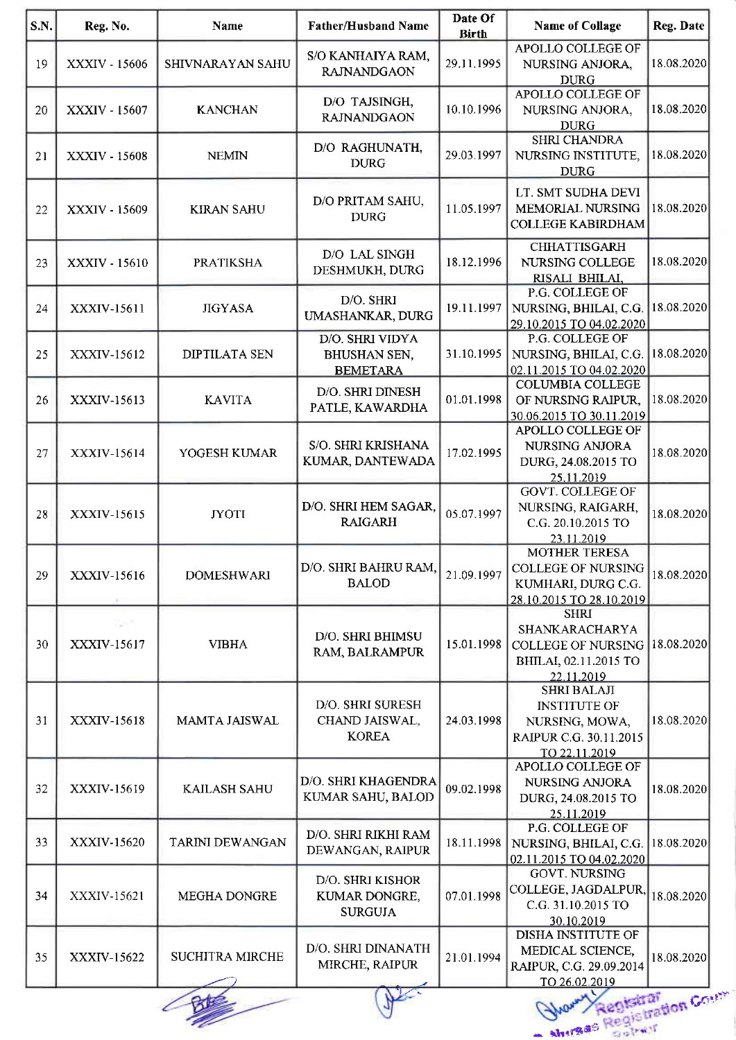| S.N. | Reg. No. | Name | Father/Husband Name | Date Of Birth | Name of Collage | Reg. Date |
|---|---|---|---|---|---|---|
| 19 | XXXIV - 15606 | SHIVNARAYAN SAHU | S/O KANHAIYA RAM, RAJNANDGAON | 29.11.1995 | APOLLO COLLEGE OF NURSING ANJORA, DURG | 18.08.2020 |
| 20 | XXXIV - 15607 | KANCHAN | D/O TAJSINGH, RAJNANDGAON | 10.10.1996 | APOLLO COLLEGE OF NURSING ANJORA, DURG | 18.08.2020 |
| 21 | XXXIV - 15608 | NEMIN | D/O RAGHUNATH, DURG | 29.03.1997 | SHRI CHANDRA NURSING INSTITUTE, DURG | 18.08.2020 |
| 22 | XXXIV - 15609 | KIRAN SAHU | D/O PRITAM SAHU, DURG | 11.05.1997 | LT. SMT SUDHA DEVI MEMORIAL NURSING COLLEGE KABIRDHAM | 18.08.2020 |
| 23 | XXXIV - 15610 | PRATIKSHA | D/O LAL SINGH DESHMUKH, DURG | 18.12.1996 | CHHATTISGARH NURSING COLLEGE RISALI BHILAI, | 18.08.2020 |
| 24 | XXXIV-15611 | JIGYASA | D/O. SHRI UMASHANKAR, DURG | 19.11.1997 | P.G. COLLEGE OF NURSING, BHILAI, C.G. 29.10.2015 TO 04.02.2020 | 18.08.2020 |
| 25 | XXXIV-15612 | DIPTILATA SEN | D/O. SHRI VIDYA BHUSHAN SEN, BEMETARA | 31.10.1995 | P.G. COLLEGE OF NURSING, BHILAI, C.G. 02.11.2015 TO 04.02.2020 | 18.08.2020 |
| 26 | XXXIV-15613 | KAVITA | D/O. SHRI DINESH PATLE, KAWARDHA | 01.01.1998 | COLUMBIA COLLEGE OF NURSING RAIPUR, 30.06.2015 TO 30.11.2019 | 18.08.2020 |
| 27 | XXXIV-15614 | YOGESH KUMAR | S/O. SHRI KRISHANA KUMAR, DANTEWADA | 17.02.1995 | APOLLO COLLEGE OF NURSING ANJORA DURG, 24.08.2015 TO 25.11.2019 | 18.08.2020 |
| 28 | XXXIV-15615 | JYOTI | D/O. SHRI HEM SAGAR, RAIGARH | 05.07.1997 | GOVT. COLLEGE OF NURSING, RAIGARH, C.G. 20.10.2015 TO 23.11.2019 | 18.08.2020 |
| 29 | XXXIV-15616 | DOMESHWARI | D/O. SHRI BAHRU RAM, BALOD | 21.09.1997 | MOTHER TERESA COLLEGE OF NURSING KUMHARI, DURG C.G. 28.10.2015 TO 28.10.2019 | 18.08.2020 |
| 30 | XXXIV-15617 | VIBHA | D/O. SHRI BHIMSU RAM, BALRAMPUR | 15.01.1998 | SHRI SHANKARACHARYA COLLEGE OF NURSING BHILAI, 02.11.2015 TO 22.11.2019 | 18.08.2020 |
| 31 | XXXIV-15618 | MAMTA JAISWAL | D/O. SHRI SURESH CHAND JAISWAL, KOREA | 24.03.1998 | SHRI BALAJI INSTITUTE OF NURSING, MOWA, RAIPUR C.G. 30.11.2015 TO 22.11.2019 | 18.08.2020 |
| 32 | XXXIV-15619 | KAILASH SAHU | D/O. SHRI KHAGENDRA KUMAR SAHU, BALOD | 09.02.1998 | APOLLO COLLEGE OF NURSING ANJORA DURG, 24.08.2015 TO 25.11.2019 | 18.08.2020 |
| 33 | XXXIV-15620 | TARINI DEWANGAN | D/O. SHRI RIKHI RAM DEWANGAN, RAIPUR | 18.11.1998 | P.G. COLLEGE OF NURSING, BHILAI, C.G. 02.11.2015 TO 04.02.2020 | 18.08.2020 |
| 34 | XXXIV-15621 | MEGHA DONGRE | D/O. SHRI KISHOR KUMAR DONGRE, SURGUJA | 07.01.1998 | GOVT. NURSING COLLEGE, JAGDALPUR, C.G. 31.10.2015 TO 30.10.2019 | 18.08.2020 |
| 35 | XXXIV-15622 | SUCHITRA MIRCHE | D/O. SHRI DINANATH MIRCHE, RAIPUR | 21.01.1994 | DISHA INSTITUTE OF MEDICAL SCIENCE, RAIPUR, C.G. 29.09.2014 TO 26.02.2019 | 18.08.2020 |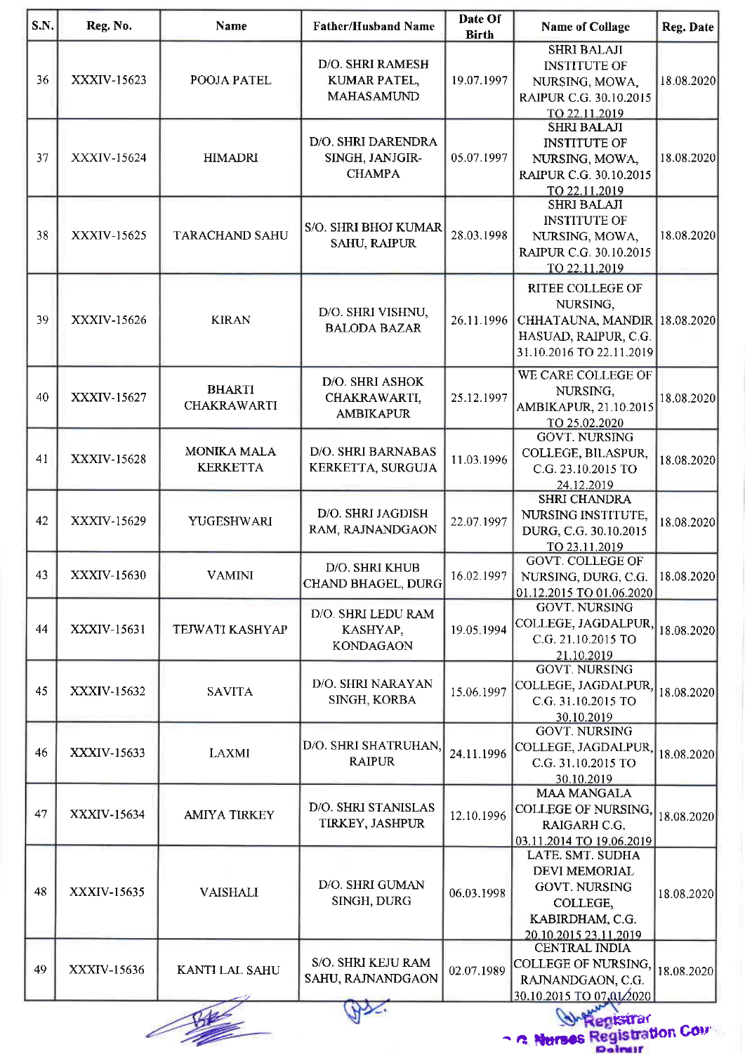| S.N. | Reg. No. | Name | Father/Husband Name | Date Of Birth | Name of Collage | Reg. Date |
|---|---|---|---|---|---|---|
| 36 | XXXIV-15623 | POOJA PATEL | D/O. SHRI RAMESH KUMAR PATEL, MAHASAMUND | 19.07.1997 | SHRI BALAJI INSTITUTE OF NURSING, MOWA, RAIPUR C.G. 30.10.2015 TO 22.11.2019 | 18.08.2020 |
| 37 | XXXIV-15624 | HIMADRI | D/O. SHRI DARENDRA SINGH, JANJGIR-CHAMPA | 05.07.1997 | SHRI BALAJI INSTITUTE OF NURSING, MOWA, RAIPUR C.G. 30.10.2015 TO 22.11.2019 | 18.08.2020 |
| 38 | XXXIV-15625 | TARACHAND SAHU | S/O. SHRI BHOJ KUMAR SAHU, RAIPUR | 28.03.1998 | SHRI BALAJI INSTITUTE OF NURSING, MOWA, RAIPUR C.G. 30.10.2015 TO 22.11.2019 | 18.08.2020 |
| 39 | XXXIV-15626 | KIRAN | D/O. SHRI VISHNU, BALODA BAZAR | 26.11.1996 | RITEE COLLEGE OF NURSING, CHHATAUNA, MANDIR HASUAD, RAIPUR, C.G. 31.10.2016 TO 22.11.2019 | 18.08.2020 |
| 40 | XXXIV-15627 | BHARTI CHAKRAWARTI | D/O. SHRI ASHOK CHAKRAWARTI, AMBIKAPUR | 25.12.1997 | WE CARE COLLEGE OF NURSING, AMBIKAPUR, 21.10.2015 TO 25.02.2020 | 18.08.2020 |
| 41 | XXXIV-15628 | MONIKA MALA KERKETTA | D/O. SHRI BARNABAS KERKETTA, SURGUJA | 11.03.1996 | GOVT. NURSING COLLEGE, BILASPUR, C.G. 23.10.2015 TO 24.12.2019 | 18.08.2020 |
| 42 | XXXIV-15629 | YUGESHWARI | D/O. SHRI JAGDISH RAM, RAJNANDGAON | 22.07.1997 | SHRI CHANDRA NURSING INSTITUTE, DURG, C.G. 30.10.2015 TO 23.11.2019 | 18.08.2020 |
| 43 | XXXIV-15630 | VAMINI | D/O. SHRI KHUB CHAND BHAGEL, DURG | 16.02.1997 | GOVT. COLLEGE OF NURSING, DURG, C.G. 01.12.2015 TO 01.06.2020 | 18.08.2020 |
| 44 | XXXIV-15631 | TEJWATI KASHYAP | D/O. SHRI LEDU RAM KASHYAP, KONDAGAON | 19.05.1994 | GOVT. NURSING COLLEGE, JAGDALPUR, C.G. 21.10.2015 TO 21.10.2019 | 18.08.2020 |
| 45 | XXXIV-15632 | SAVITA | D/O. SHRI NARAYAN SINGH, KORBA | 15.06.1997 | GOVT. NURSING COLLEGE, JAGDALPUR, C.G. 31.10.2015 TO 30.10.2019 | 18.08.2020 |
| 46 | XXXIV-15633 | LAXMI | D/O. SHRI SHATRUHAN, RAIPUR | 24.11.1996 | GOVT. NURSING COLLEGE, JAGDALPUR, C.G. 31.10.2015 TO 30.10.2019 | 18.08.2020 |
| 47 | XXXIV-15634 | AMIYA TIRKEY | D/O. SHRI STANISLAS TIRKEY, JASHPUR | 12.10.1996 | MAA MANGALA COLLEGE OF NURSING, RAIGARH C.G. 03.11.2014 TO 19.06.2019 | 18.08.2020 |
| 48 | XXXIV-15635 | VAISHALI | D/O. SHRI GUMAN SINGH, DURG | 06.03.1998 | LATE. SMT. SUDHA DEVI MEMORIAL GOVT. NURSING COLLEGE, KABIRDHAM, C.G. 20.10.2015 23.11.2019 | 18.08.2020 |
| 49 | XXXIV-15636 | KANTI LAL SAHU | S/O. SHRI KEJU RAM SAHU, RAJNANDGAON | 02.07.1989 | CENTRAL INDIA COLLEGE OF NURSING, RAJNANDGAON, C.G. 30.10.2015 TO 07.01.2020 | 18.08.2020 |

Registrar
C.G. Nurses Registration Council
Raipur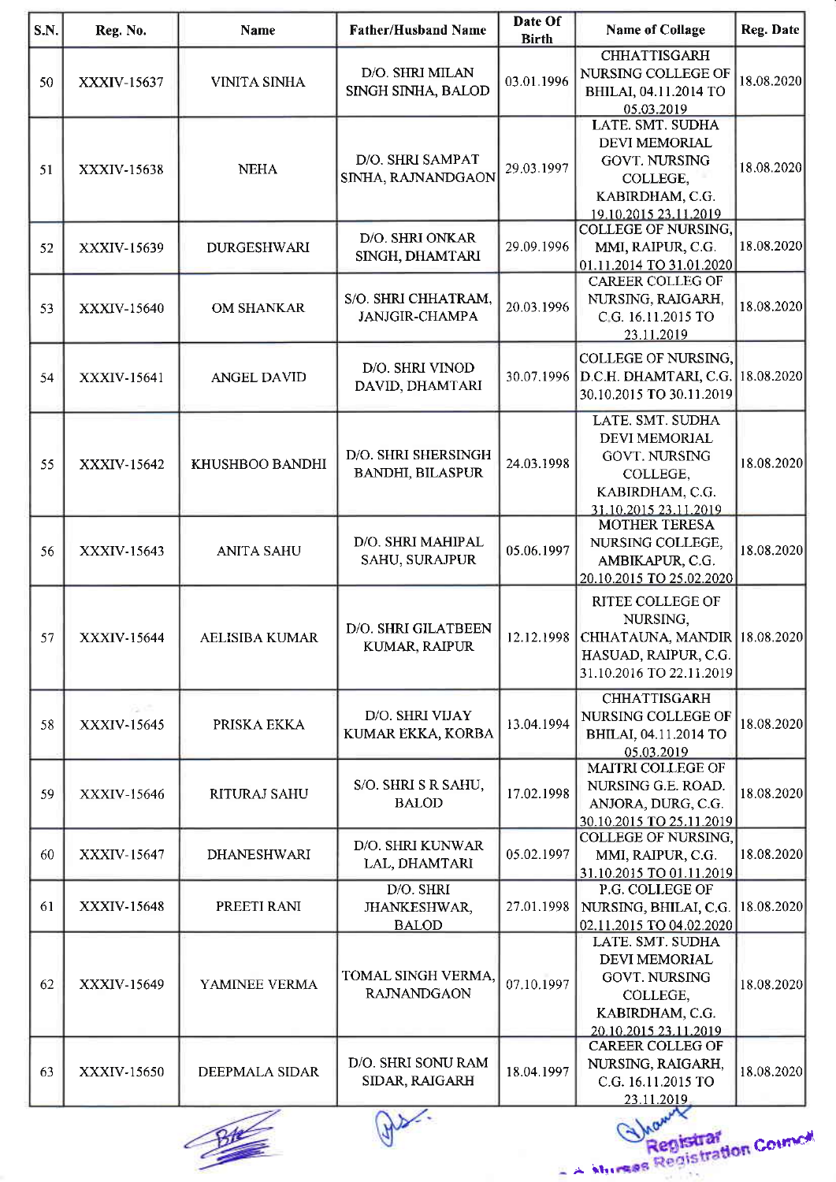| S.N. | Reg. No. | Name | Father/Husband Name | Date Of Birth | Name of Collage | Reg. Date |
|---|---|---|---|---|---|---|
| 50 | XXXIV-15637 | VINITA SINHA | D/O. SHRI MILAN SINGH SINHA, BALOD | 03.01.1996 | CHHATTISGARH NURSING COLLEGE OF BHILAI, 04.11.2014 TO 05.03.2019 | 18.08.2020 |
| 51 | XXXIV-15638 | NEHA | D/O. SHRI SAMPAT SINHA, RAJNANDGAON | 29.03.1997 | LATE. SMT. SUDHA DEVI MEMORIAL GOVT. NURSING COLLEGE, KABIRDHAM, C.G. 19.10.2015 23.11.2019 | 18.08.2020 |
| 52 | XXXIV-15639 | DURGESHWARI | D/O. SHRI ONKAR SINGH, DHAMTARI | 29.09.1996 | COLLEGE OF NURSING, MMI, RAIPUR, C.G. 01.11.2014 TO 31.01.2020 | 18.08.2020 |
| 53 | XXXIV-15640 | OM SHANKAR | S/O. SHRI CHHATRAM, JANJGIR-CHAMPA | 20.03.1996 | CAREER COLLEG OF NURSING, RAIGARH, C.G. 16.11.2015 TO 23.11.2019 | 18.08.2020 |
| 54 | XXXIV-15641 | ANGEL DAVID | D/O. SHRI VINOD DAVID, DHAMTARI | 30.07.1996 | COLLEGE OF NURSING, D.C.H. DHAMTARI, C.G. 30.10.2015 TO 30.11.2019 | 18.08.2020 |
| 55 | XXXIV-15642 | KHUSHBOO BANDHI | D/O. SHRI SHERSINGH BANDHI, BILASPUR | 24.03.1998 | LATE. SMT. SUDHA DEVI MEMORIAL GOVT. NURSING COLLEGE, KABIRDHAM, C.G. 31.10.2015 23.11.2019 | 18.08.2020 |
| 56 | XXXIV-15643 | ANITA SAHU | D/O. SHRI MAHIPAL SAHU, SURAJPUR | 05.06.1997 | MOTHER TERESA NURSING COLLEGE, AMBIKAPUR, C.G. 20.10.2015 TO 25.02.2020 | 18.08.2020 |
| 57 | XXXIV-15644 | AELISIBA KUMAR | D/O. SHRI GILATBEEN KUMAR, RAIPUR | 12.12.1998 | RITEE COLLEGE OF NURSING, CHHATAUNA, MANDIR HASUAD, RAIPUR, C.G. 31.10.2016 TO 22.11.2019 | 18.08.2020 |
| 58 | XXXIV-15645 | PRISKA EKKA | D/O. SHRI VIJAY KUMAR EKKA, KORBA | 13.04.1994 | CHHATTISGARH NURSING COLLEGE OF BHILAI, 04.11.2014 TO 05.03.2019 | 18.08.2020 |
| 59 | XXXIV-15646 | RITURAJ SAHU | S/O. SHRI S R SAHU, BALOD | 17.02.1998 | MAITRI COLLEGE OF NURSING G.E. ROAD. ANJORA, DURG, C.G. 30.10.2015 TO 25.11.2019 | 18.08.2020 |
| 60 | XXXIV-15647 | DHANESHWARI | D/O. SHRI KUNWAR LAL, DHAMTARI | 05.02.1997 | COLLEGE OF NURSING, MMI, RAIPUR, C.G. 31.10.2015 TO 01.11.2019 | 18.08.2020 |
| 61 | XXXIV-15648 | PREETI RANI | D/O. SHRI JHANKESHWAR, BALOD | 27.01.1998 | P.G. COLLEGE OF NURSING, BHILAI, C.G. 02.11.2015 TO 04.02.2020 | 18.08.2020 |
| 62 | XXXIV-15649 | YAMINEE VERMA | TOMAL SINGH VERMA, RAJNANDGAON | 07.10.1997 | LATE. SMT. SUDHA DEVI MEMORIAL GOVT. NURSING COLLEGE, KABIRDHAM, C.G. 20.10.2015 23.11.2019 | 18.08.2020 |
| 63 | XXXIV-15650 | DEEPMALA SIDAR | D/O. SHRI SONU RAM SIDAR, RAIGARH | 18.04.1997 | CAREER COLLEG OF NURSING, RAIGARH, C.G. 16.11.2015 TO 23.11.2019 | 18.08.2020 |

Registrar
Nurses Registration Council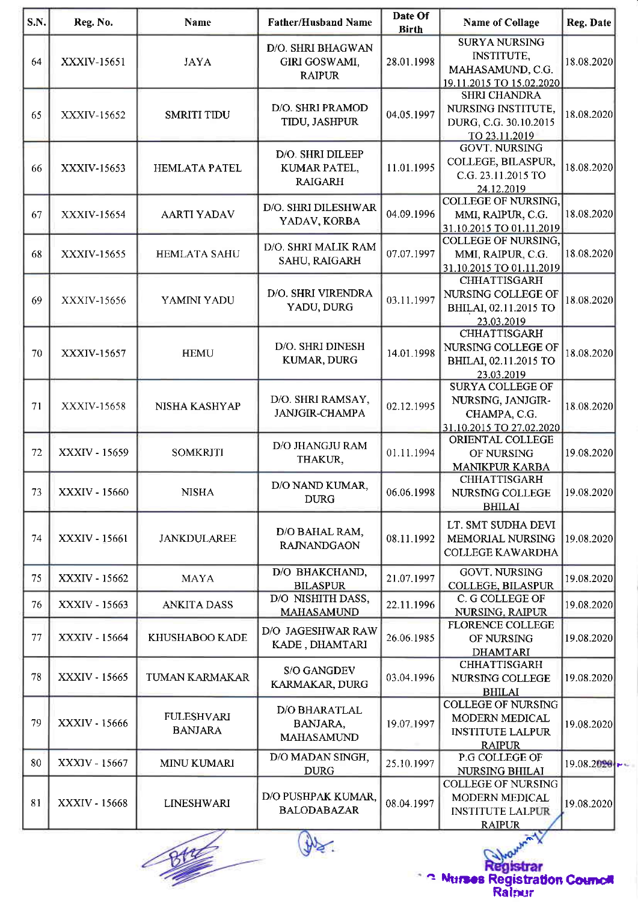| S.N. | Reg. No. | Name | Father/Husband Name | Date Of Birth | Name of Collage | Reg. Date |
|---|---|---|---|---|---|---|
| 64 | XXXIV-15651 | JAYA | D/O. SHRI BHAGWAN GIRI GOSWAMI, RAIPUR | 28.01.1998 | SURYA NURSING INSTITUTE, MAHASAMUND, C.G. 19.11.2015 TO 15.02.2020 | 18.08.2020 |
| 65 | XXXIV-15652 | SMRITI TIDU | D/O. SHRI PRAMOD TIDU, JASHPUR | 04.05.1997 | SHRI CHANDRA NURSING INSTITUTE, DURG, C.G. 30.10.2015 TO 23.11.2019 | 18.08.2020 |
| 66 | XXXIV-15653 | HEMLATA PATEL | D/O. SHRI DILEEP KUMAR PATEL, RAIGARH | 11.01.1995 | GOVT. NURSING COLLEGE, BILASPUR, C.G. 23.11.2015 TO 24.12.2019 | 18.08.2020 |
| 67 | XXXIV-15654 | AARTI YADAV | D/O. SHRI DILESHWAR YADAV, KORBA | 04.09.1996 | COLLEGE OF NURSING, MMI, RAIPUR, C.G. 31.10.2015 TO 01.11.2019 | 18.08.2020 |
| 68 | XXXIV-15655 | HEMLATA SAHU | D/O. SHRI MALIK RAM SAHU, RAIGARH | 07.07.1997 | COLLEGE OF NURSING, MMI, RAIPUR, C.G. 31.10.2015 TO 01.11.2019 | 18.08.2020 |
| 69 | XXXIV-15656 | YAMINI YADU | D/O. SHRI VIRENDRA YADU, DURG | 03.11.1997 | CHHATTISGARH NURSING COLLEGE OF BHILAI, 02.11.2015 TO 23.03.2019 | 18.08.2020 |
| 70 | XXXIV-15657 | HEMU | D/O. SHRI DINESH KUMAR, DURG | 14.01.1998 | CHHATTISGARH NURSING COLLEGE OF BHILAI, 02.11.2015 TO 23.03.2019 | 18.08.2020 |
| 71 | XXXIV-15658 | NISHA KASHYAP | D/O. SHRI RAMSAY, JANJGIR-CHAMPA | 02.12.1995 | SURYA COLLEGE OF NURSING, JANJGIR-CHAMPA, C.G. 31.10.2015 TO 27.02.2020 | 18.08.2020 |
| 72 | XXXIV - 15659 | SOMKRITI | D/O JHANGJU RAM THAKUR, | 01.11.1994 | ORIENTAL COLLEGE OF NURSING MANIKPUR KARBA | 19.08.2020 |
| 73 | XXXIV - 15660 | NISHA | D/O NAND KUMAR, DURG | 06.06.1998 | CHHATTISGARH NURSING COLLEGE BHILAI | 19.08.2020 |
| 74 | XXXIV - 15661 | JANKDULAREE | D/O BAHAL RAM, RAJNANDGAON | 08.11.1992 | LT. SMT SUDHA DEVI MEMORIAL NURSING COLLEGE KAWARDHA | 19.08.2020 |
| 75 | XXXIV - 15662 | MAYA | D/O BHAKCHAND, BILASPUR | 21.07.1997 | GOVT. NURSING COLLEGE, BILASPUR | 19.08.2020 |
| 76 | XXXIV - 15663 | ANKITA DASS | D/O NISHITH DASS, MAHASAMUND | 22.11.1996 | C. G COLLEGE OF NURSING, RAIPUR | 19.08.2020 |
| 77 | XXXIV - 15664 | KHUSHABOO KADE | D/O JAGESHWAR RAW KADE , DHAMTARI | 26.06.1985 | FLORENCE COLLEGE OF NURSING DHAMTARI | 19.08.2020 |
| 78 | XXXIV - 15665 | TUMAN KARMAKAR | S/O GANGDEV KARMAKAR, DURG | 03.04.1996 | CHHATTISGARH NURSING COLLEGE BHILAI | 19.08.2020 |
| 79 | XXXIV - 15666 | FULESHVARI BANJARA | D/O BHARATLAL BANJARA, MAHASAMUND | 19.07.1997 | COLLEGE OF NURSING MODERN MEDICAL INSTITUTE LALPUR RAIPUR | 19.08.2020 |
| 80 | XXXIV - 15667 | MINU KUMARI | D/O MADAN SINGH, DURG | 25.10.1997 | P.G COLLEGE OF NURSING BHILAI | 19.08.2020 |
| 81 | XXXIV - 15668 | LINESHWARI | D/O PUSHPAK KUMAR, BALODABAZAR | 08.04.1997 | COLLEGE OF NURSING MODERN MEDICAL INSTITUTE LALPUR RAIPUR | 19.08.2020 |

Registrar
C.G. Nurses Registration Council
Raipur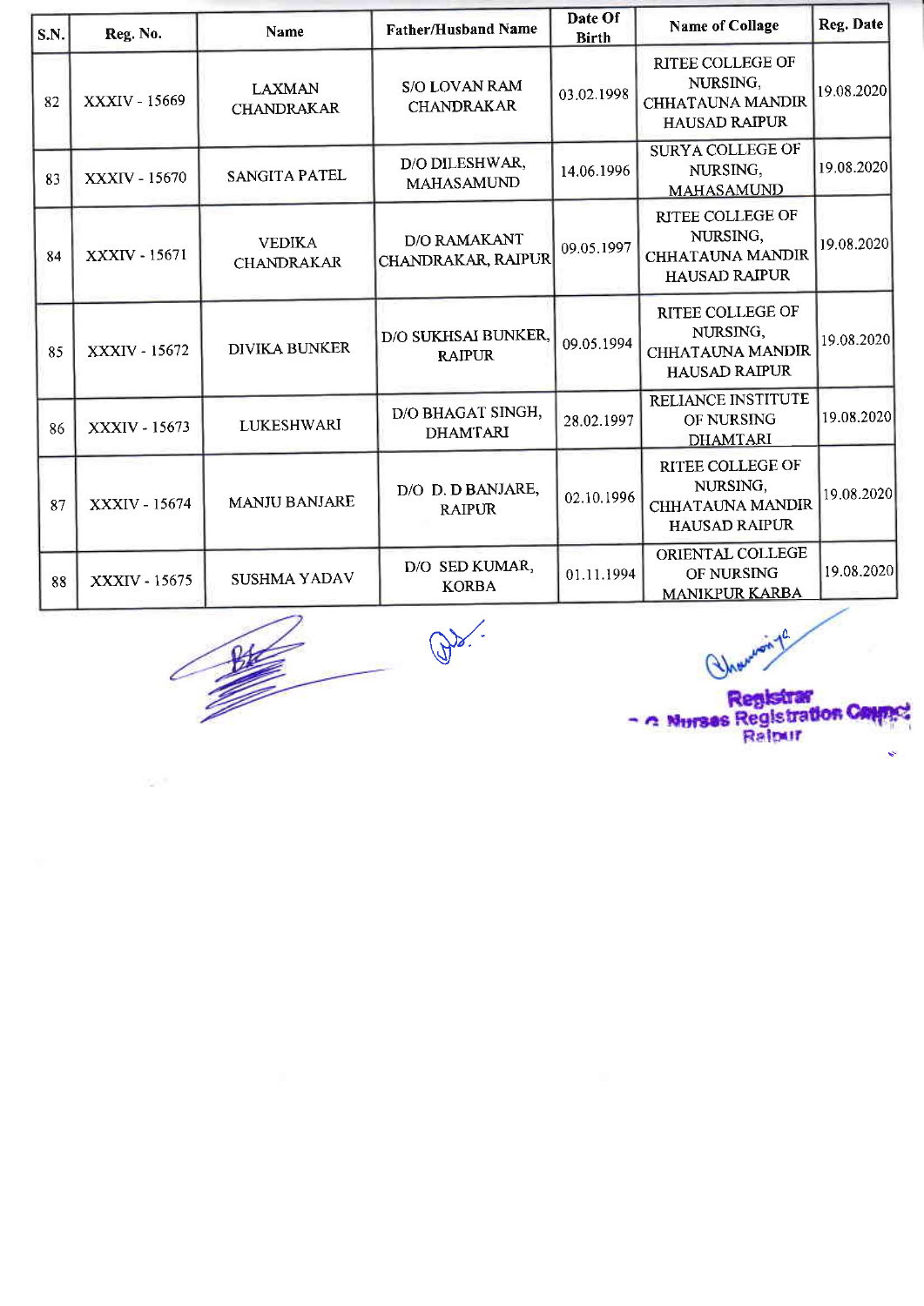| S.N. | Reg. No. | Name | Father/Husband Name | Date Of Birth | Name of Collage | Reg. Date |
|---|---|---|---|---|---|---|
| 82 | XXXIV - 15669 | LAXMAN CHANDRAKAR | S/O LOVAN RAM CHANDRAKAR | 03.02.1998 | RITEE COLLEGE OF NURSING, CHHATAUNA MANDIR HAUSAD RAIPUR | 19.08.2020 |
| 83 | XXXIV - 15670 | SANGITA PATEL | D/O DILESHWAR, MAHASAMUND | 14.06.1996 | SURYA COLLEGE OF NURSING, MAHASAMUND | 19.08.2020 |
| 84 | XXXIV - 15671 | VEDIKA CHANDRAKAR | D/O RAMAKANT CHANDRAKAR, RAIPUR | 09.05.1997 | RITEE COLLEGE OF NURSING, CHHATAUNA MANDIR HAUSAD RAIPUR | 19.08.2020 |
| 85 | XXXIV - 15672 | DIVIKA BUNKER | D/O SUKHSAI BUNKER, RAIPUR | 09.05.1994 | RITEE COLLEGE OF NURSING, CHHATAUNA MANDIR HAUSAD RAIPUR | 19.08.2020 |
| 86 | XXXIV - 15673 | LUKESHWARI | D/O BHAGAT SINGH, DHAMTARI | 28.02.1997 | RELIANCE INSTITUTE OF NURSING DHAMTARI | 19.08.2020 |
| 87 | XXXIV - 15674 | MANJU BANJARE | D/O D. D BANJARE, RAIPUR | 02.10.1996 | RITEE COLLEGE OF NURSING, CHHATAUNA MANDIR HAUSAD RAIPUR | 19.08.2020 |
| 88 | XXXIV - 15675 | SUSHMA YADAV | D/O SED KUMAR, KORBA | 01.11.1994 | ORIENTAL COLLEGE OF NURSING MANIKPUR KARBA | 19.08.2020 |

Registrar
C.G. Nurses Registration Council
Raipur